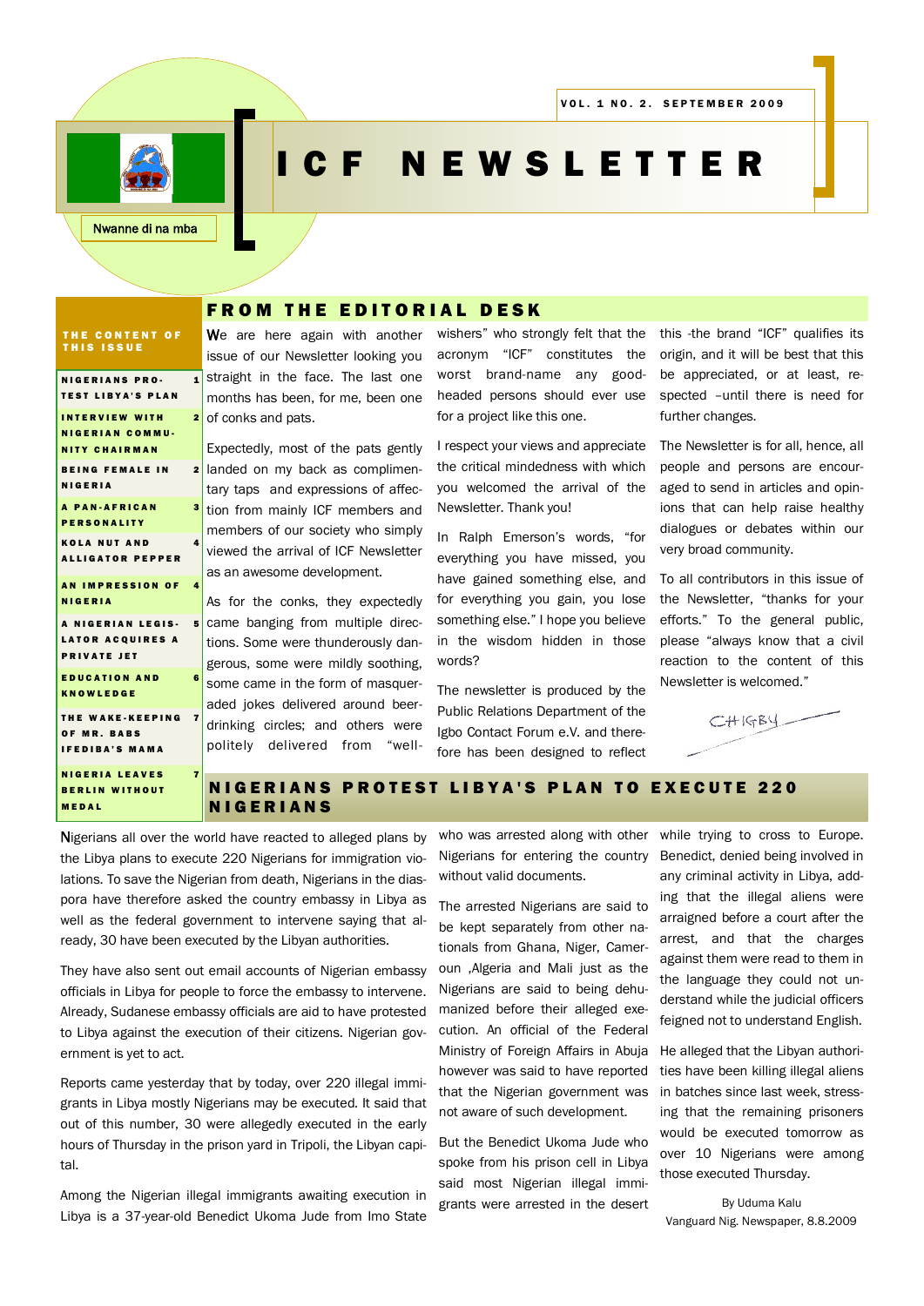# ICF NEWSLETTER

VOL. 1 NO. 2. SEPTEMBER 2009

Nwanne di na mba

## THE CONTENT OF THIS ISSUE

| | |
|---|---|
| NIGERIANS PROTEST LIBYA'S PLAN | 1 |
| INTERVIEW WITH NIGERIAN COMMUNITY CHAIRMAN | 2 |
| BEING FEMALE IN NIGERIA | 2 |
| A PAN-AFRICAN PERSONALITY | 3 |
| KOLA NUT AND ALLIGATOR PEPPER | 4 |
| AN IMPRESSION OF NIGERIA | 4 |
| A NIGERIAN LEGISLATOR ACQUIRES A PRIVATE JET | 5 |
| EDUCATION AND KNOWLEDGE | 6 |
| THE WAKE-KEEPING OF MR. BABS IFEDIBA'S MAMA | 7 |
| NIGERIA LEAVES BERLIN WITHOUT MEDAL | 7 |

## FROM THE EDITORIAL DESK

We are here again with another issue of our Newsletter looking you straight in the face. The last one months has been, for me, been one of conks and pats.

Expectedly, most of the pats gently landed on my back as complimentary taps and expressions of affection from mainly ICF members and members of our society who simply viewed the arrival of ICF Newsletter as an awesome development.

As for the conks, they expectedly came banging from multiple directions. Some were thunderously dangerous, some were mildly soothing, some came in the form of masqueraded jokes delivered around beer-drinking circles; and others were politely delivered from "well-wishers" who strongly felt that the acronym "ICF" constitutes the worst brand-name any good-headed persons should ever use for a project like this one.

I respect your views and appreciate the critical mindedness with which you welcomed the arrival of the Newsletter. Thank you!

In Ralph Emerson's words, "for everything you have missed, you have gained something else, and for everything you gain, you lose something else." I hope you believe in the wisdom hidden in those words?

The newsletter is produced by the Public Relations Department of the Igbo Contact Forum e.V. and therefore has been designed to reflect this -the brand "ICF" qualifies its origin, and it will be best that this be appreciated, or at least, respected –until there is need for further changes.

The Newsletter is for all, hence, all people and persons are encouraged to send in articles and opinions that can help raise healthy dialogues or debates within our very broad community.

To all contributors in this issue of the Newsletter, "thanks for your efforts." To the general public, please "always know that a civil reaction to the content of this Newsletter is welcomed."

CHIGBY

## NIGERIANS PROTEST LIBYA'S PLAN TO EXECUTE 220 NIGERIANS

Nigerians all over the world have reacted to alleged plans by the Libya plans to execute 220 Nigerians for immigration violations. To save the Nigerian from death, Nigerians in the diaspora have therefore asked the country embassy in Libya as well as the federal government to intervene saying that already, 30 have been executed by the Libyan authorities.

They have also sent out email accounts of Nigerian embassy officials in Libya for people to force the embassy to intervene. Already, Sudanese embassy officials are aid to have protested to Libya against the execution of their citizens. Nigerian government is yet to act.

Reports came yesterday that by today, over 220 illegal immigrants in Libya mostly Nigerians may be executed. It said that out of this number, 30 were allegedly executed in the early hours of Thursday in the prison yard in Tripoli, the Libyan capital.

Among the Nigerian illegal immigrants awaiting execution in Libya is a 37-year-old Benedict Ukoma Jude from Imo State who was arrested along with other Nigerians for entering the country without valid documents.

The arrested Nigerians are said to be kept separately from other nationals from Ghana, Niger, Cameroun ,Algeria and Mali just as the Nigerians are said to being dehumanized before their alleged execution. An official of the Federal Ministry of Foreign Affairs in Abuja however was said to have reported that the Nigerian government was not aware of such development.

But the Benedict Ukoma Jude who spoke from his prison cell in Libya said most Nigerian illegal immigrants were arrested in the desert while trying to cross to Europe. Benedict, denied being involved in any criminal activity in Libya, adding that the illegal aliens were arraigned before a court after the arrest, and that the charges against them were read to them in the language they could not understand while the judicial officers feigned not to understand English.

He alleged that the Libyan authorities have been killing illegal aliens in batches since last week, stressing that the remaining prisoners would be executed tomorrow as over 10 Nigerians were among those executed Thursday.

By Uduma Kalu
Vanguard Nig. Newspaper, 8.8.2009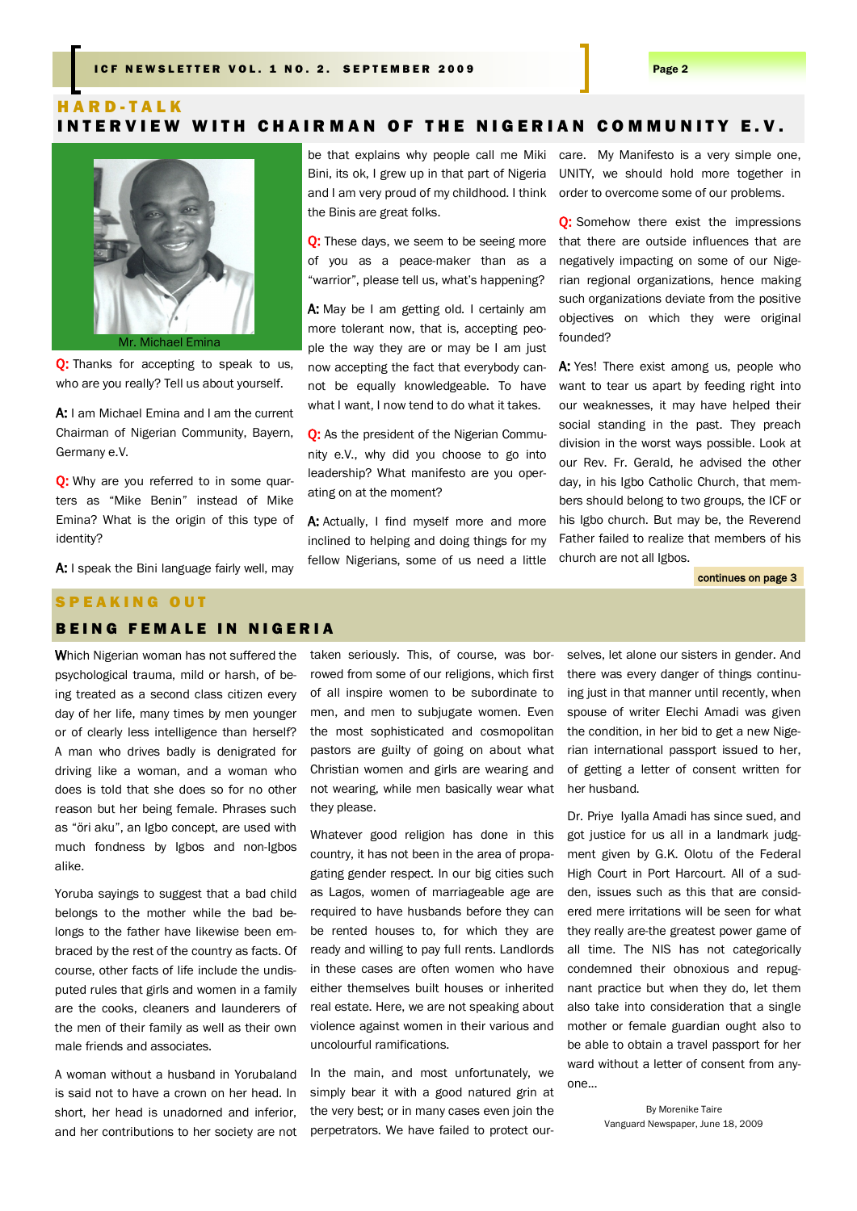## HARD-TALK

# INTERVIEW WITH CHAIRMAN OF THE NIGERIAN COMMUNITY E.V.

Mr. Michael Emina

**Q:** Thanks for accepting to speak to us, who are you really? Tell us about yourself.

**A:** I am Michael Emina and I am the current Chairman of Nigerian Community, Bayern, Germany e.V.

**Q:** Why are you referred to in some quarters as "Mike Benin" instead of Mike Emina? What is the origin of this type of identity?

**A:** I speak the Bini language fairly well, may be that explains why people call me Miki Bini, its ok, I grew up in that part of Nigeria and I am very proud of my childhood. I think the Binis are great folks.

**Q:** These days, we seem to be seeing more of you as a peace-maker than as a "warrior", please tell us, what's happening?

**A:** May be I am getting old. I certainly am more tolerant now, that is, accepting people the way they are or may be I am just now accepting the fact that everybody cannot be equally knowledgeable. To have what I want, I now tend to do what it takes.

**Q:** As the president of the Nigerian Community e.V., why did you choose to go into leadership? What manifesto are you operating on at the moment?

**A:** Actually, I find myself more and more inclined to helping and doing things for my fellow Nigerians, some of us need a little care. My Manifesto is a very simple one, UNITY, we should hold more together in order to overcome some of our problems.

**Q:** Somehow there exist the impressions that there are outside influences that are negatively impacting on some of our Nigerian regional organizations, hence making such organizations deviate from the positive objectives on which they were original founded?

**A:** Yes! There exist among us, people who want to tear us apart by feeding right into our weaknesses, it may have helped their social standing in the past. They preach division in the worst ways possible. Look at our Rev. Fr. Gerald, he advised the other day, in his Igbo Catholic Church, that members should belong to two groups, the ICF or his Igbo church. But may be, the Reverend Father failed to realize that members of his church are not all Igbos.

continues on page 3

## SPEAKING OUT

# BEING FEMALE IN NIGERIA

Which Nigerian woman has not suffered the psychological trauma, mild or harsh, of being treated as a second class citizen every day of her life, many times by men younger or of clearly less intelligence than herself? A man who drives badly is denigrated for driving like a woman, and a woman who does is told that she does so for no other reason but her being female. Phrases such as "öri aku", an Igbo concept, are used with much fondness by Igbos and non-Igbos alike.

Yoruba sayings to suggest that a bad child belongs to the mother while the bad belongs to the father have likewise been embraced by the rest of the country as facts. Of course, other facts of life include the undisputed rules that girls and women in a family are the cooks, cleaners and launderers of the men of their family as well as their own male friends and associates.

A woman without a husband in Yorubaland is said not to have a crown on her head. In short, her head is unadorned and inferior, and her contributions to her society are not taken seriously. This, of course, was borrowed from some of our religions, which first of all inspire women to be subordinate to men, and men to subjugate women. Even the most sophisticated and cosmopolitan pastors are guilty of going on about what Christian women and girls are wearing and not wearing, while men basically wear what they please.

Whatever good religion has done in this country, it has not been in the area of propagating gender respect. In our big cities such as Lagos, women of marriageable age are required to have husbands before they can be rented houses to, for which they are ready and willing to pay full rents. Landlords in these cases are often women who have either themselves built houses or inherited real estate. Here, we are not speaking about violence against women in their various and uncolourful ramifications.

In the main, and most unfortunately, we simply bear it with a good natured grin at the very best; or in many cases even join the perpetrators. We have failed to protect ourselves, let alone our sisters in gender. And there was every danger of things continuing just in that manner until recently, when spouse of writer Elechi Amadi was given the condition, in her bid to get a new Nigerian international passport issued to her, of getting a letter of consent written for her husband.

Dr. Priye Iyalla Amadi has since sued, and got justice for us all in a landmark judgment given by G.K. Olotu of the Federal High Court in Port Harcourt. All of a sudden, issues such as this that are considered mere irritations will be seen for what they really are-the greatest power game of all time. The NIS has not categorically condemned their obnoxious and repugnant practice but when they do, let them also take into consideration that a single mother or female guardian ought also to be able to obtain a travel passport for her ward without a letter of consent from anyone...

By Morenike Taire
Vanguard Newspaper, June 18, 2009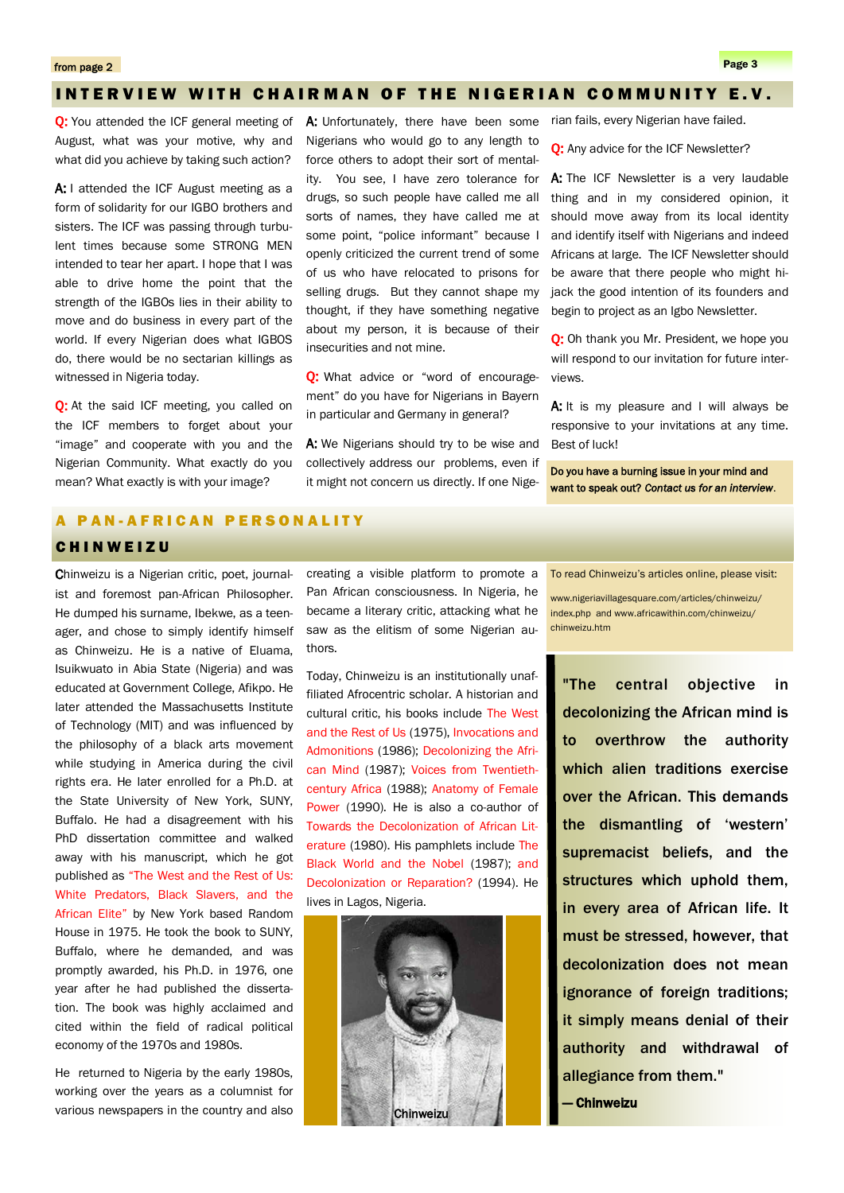from page 2

## INTERVIEW WITH CHAIRMAN OF THE NIGERIAN COMMUNITY E.V.

**Q:** You attended the ICF general meeting of August, what was your motive, why and what did you achieve by taking such action?

**A:** I attended the ICF August meeting as a form of solidarity for our IGBO brothers and sisters. The ICF was passing through turbulent times because some STRONG MEN intended to tear her apart. I hope that I was able to drive home the point that the strength of the IGBOs lies in their ability to move and do business in every part of the world. If every Nigerian does what IGBOS do, there would be no sectarian killings as witnessed in Nigeria today.

**Q:** At the said ICF meeting, you called on the ICF members to forget about your "image" and cooperate with you and the Nigerian Community. What exactly do you mean? What exactly is with your image?

**A:** Unfortunately, there have been some Nigerians who would go to any length to force others to adopt their sort of mentality. You see, I have zero tolerance for drugs, so such people have called me all sorts of names, they have called me at some point, "police informant" because I openly criticized the current trend of some of us who have relocated to prisons for selling drugs. But they cannot shape my thought, if they have something negative about my person, it is because of their insecurities and not mine.

**Q:** What advice or "word of encouragement" do you have for Nigerians in Bayern in particular and Germany in general?

**A:** We Nigerians should try to be wise and collectively address our problems, even if it might not concern us directly. If one Nigerian fails, every Nigerian have failed.

**Q:** Any advice for the ICF Newsletter?

**A:** The ICF Newsletter is a very laudable thing and in my considered opinion, it should move away from its local identity and identify itself with Nigerians and indeed Africans at large. The ICF Newsletter should be aware that there people who might hijack the good intention of its founders and begin to project as an Igbo Newsletter.

**Q:** Oh thank you Mr. President, we hope you will respond to our invitation for future interviews.

**A:** It is my pleasure and I will always be responsive to your invitations at any time. Best of luck!

**Do you have a burning issue in your mind and want to speak out? *Contact us for an interview*.**

## A PAN-AFRICAN PERSONALITY

### CHINWEIZU

Chinweizu is a Nigerian critic, poet, journalist and foremost pan-African Philosopher. He dumped his surname, Ibekwe, as a teenager, and chose to simply identify himself as Chinweizu. He is a native of Eluama, Isuikwuato in Abia State (Nigeria) and was educated at Government College, Afikpo. He later attended the Massachusetts Institute of Technology (MIT) and was influenced by the philosophy of a black arts movement while studying in America during the civil rights era. He later enrolled for a Ph.D. at the State University of New York, SUNY, Buffalo. He had a disagreement with his PhD dissertation committee and walked away with his manuscript, which he got published as "The West and the Rest of Us: White Predators, Black Slavers, and the African Elite" by New York based Random House in 1975. He took the book to SUNY, Buffalo, where he demanded, and was promptly awarded, his Ph.D. in 1976, one year after he had published the dissertation. The book was highly acclaimed and cited within the field of radical political economy of the 1970s and 1980s.

He returned to Nigeria by the early 1980s, working over the years as a columnist for various newspapers in the country and also creating a visible platform to promote a Pan African consciousness. In Nigeria, he became a literary critic, attacking what he saw as the elitism of some Nigerian authors.

Today, Chinweizu is an institutionally unaffiliated Afrocentric scholar. A historian and cultural critic, his books include The West and the Rest of Us (1975), Invocations and Admonitions (1986); Decolonizing the African Mind (1987); Voices from Twentieth-century Africa (1988); Anatomy of Female Power (1990). He is also a co-author of Towards the Decolonization of African Literature (1980). His pamphlets include The Black World and the Nobel (1987); and Decolonization or Reparation? (1994). He lives in Lagos, Nigeria.

Chinweizu

To read Chinweizu's articles online, please visit:

www.nigeriavillagesquare.com/articles/chinweizu/index.php and www.africawithin.com/chinweizu/chinweizu.htm

> **"The central objective in decolonizing the African mind is to overthrow the authority which alien traditions exercise over the African. This demands the dismantling of 'western' supremacist beliefs, and the structures which uphold them, in every area of African life. It must be stressed, however, that decolonization does not mean ignorance of foreign traditions; it simply means denial of their authority and withdrawal of allegiance from them."**
>
> **— Chinweizu**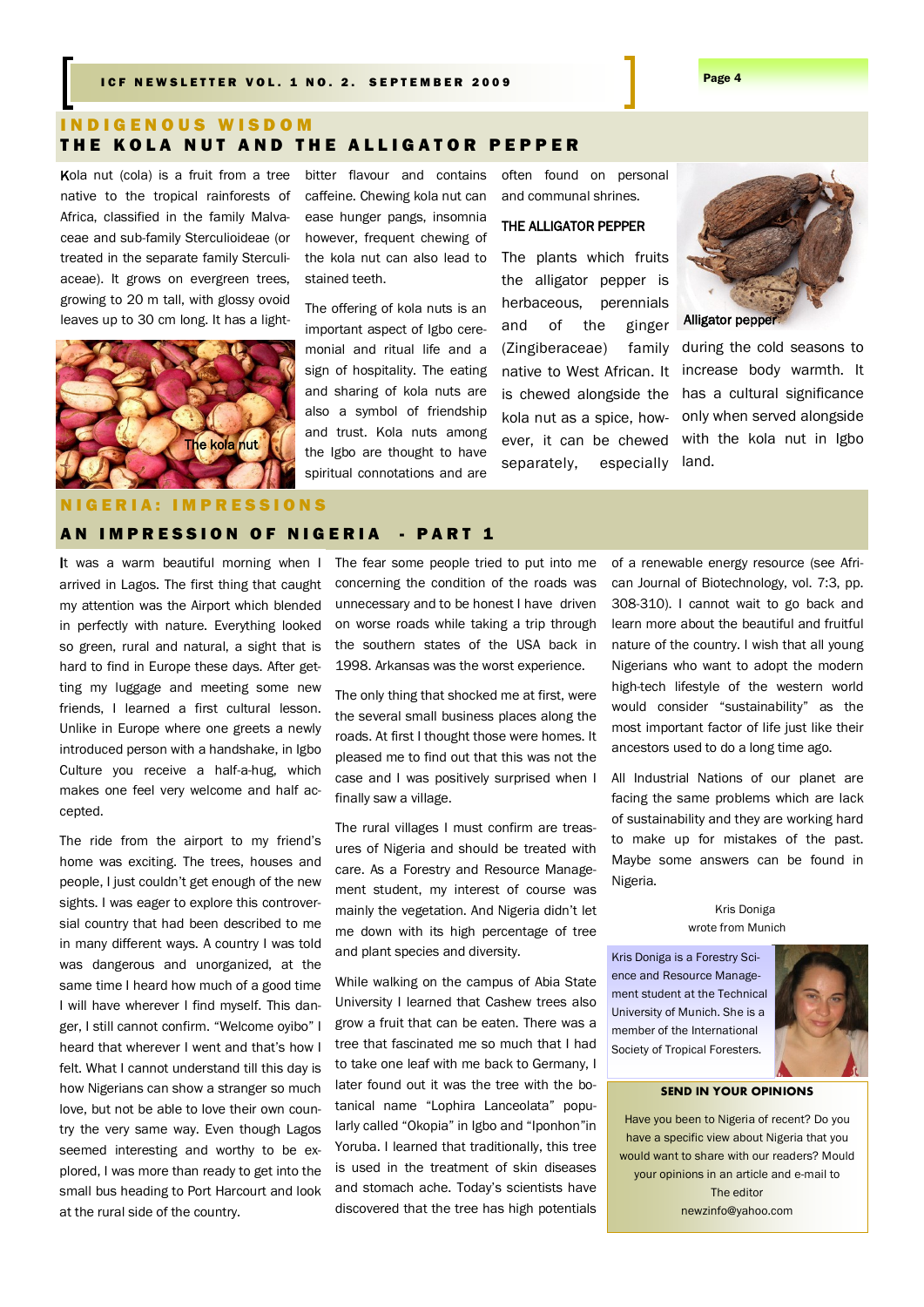## INDIGENOUS WISDOM

## THE KOLA NUT AND THE ALLIGATOR PEPPER

Kola nut (cola) is a fruit from a tree native to the tropical rainforests of Africa, classified in the family Malvaceae and sub-family Sterculioideae (or treated in the separate family Sterculiaceae). It grows on evergreen trees, growing to 20 m tall, with glossy ovoid leaves up to 30 cm long. It has a light-bitter flavour and contains caffeine. Chewing kola nut can ease hunger pangs, insomnia however, frequent chewing of the kola nut can also lead to stained teeth.

The kola nut

The offering of kola nuts is an important aspect of Igbo ceremonial and ritual life and a sign of hospitality. The eating and sharing of kola nuts are also a symbol of friendship and trust. Kola nuts among the Igbo are thought to have spiritual connotations and are often found on personal and communal shrines.

**THE ALLIGATOR PEPPER**

The plants which fruits the alligator pepper is herbaceous, perennials and of the ginger (Zingiberaceae) family native to West African. It is chewed alongside the kola nut as a spice, however, it can be chewed separately, especially during the cold seasons to increase body warmth. It has a cultural significance only when served alongside with the kola nut in Igbo land.

Alligator pepper

## NIGERIA: IMPRESSIONS

## AN IMPRESSION OF NIGERIA - PART 1

It was a warm beautiful morning when I arrived in Lagos. The first thing that caught my attention was the Airport which blended in perfectly with nature. Everything looked so green, rural and natural, a sight that is hard to find in Europe these days. After getting my luggage and meeting some new friends, I learned a first cultural lesson. Unlike in Europe where one greets a newly introduced person with a handshake, in Igbo Culture you receive a half-a-hug, which makes one feel very welcome and half accepted.

The ride from the airport to my friend's home was exciting. The trees, houses and people, I just couldn't get enough of the new sights. I was eager to explore this controversial country that had been described to me in many different ways. A country I was told was dangerous and unorganized, at the same time I heard how much of a good time I will have wherever I find myself. This danger, I still cannot confirm. "Welcome oyibo" I heard that wherever I went and that's how I felt. What I cannot understand till this day is how Nigerians can show a stranger so much love, but not be able to love their own country the very same way. Even though Lagos seemed interesting and worthy to be explored, I was more than ready to get into the small bus heading to Port Harcourt and look at the rural side of the country.

The fear some people tried to put into me concerning the condition of the roads was unnecessary and to be honest I have driven on worse roads while taking a trip through the southern states of the USA back in 1998. Arkansas was the worst experience.

The only thing that shocked me at first, were the several small business places along the roads. At first I thought those were homes. It pleased me to find out that this was not the case and I was positively surprised when I finally saw a village.

The rural villages I must confirm are treasures of Nigeria and should be treated with care. As a Forestry and Resource Management student, my interest of course was mainly the vegetation. And Nigeria didn't let me down with its high percentage of tree and plant species and diversity.

While walking on the campus of Abia State University I learned that Cashew trees also grow a fruit that can be eaten. There was a tree that fascinated me so much that I had to take one leaf with me back to Germany, I later found out it was the tree with the botanical name "Lophira Lanceolata" popularly called "Okopia" in Igbo and "Iponhon"in Yoruba. I learned that traditionally, this tree is used in the treatment of skin diseases and stomach ache. Today's scientists have discovered that the tree has high potentials of a renewable energy resource (see African Journal of Biotechnology, vol. 7:3, pp. 308-310). I cannot wait to go back and learn more about the beautiful and fruitful nature of the country. I wish that all young Nigerians who want to adopt the modern high-tech lifestyle of the western world would consider "sustainability" as the most important factor of life just like their ancestors used to do a long time ago.

All Industrial Nations of our planet are facing the same problems which are lack of sustainability and they are working hard to make up for mistakes of the past. Maybe some answers can be found in Nigeria.

Kris Doniga
wrote from Munich

Kris Doniga is a Forestry Science and Resource Management student at the Technical University of Munich. She is a member of the International Society of Tropical Foresters.

**SEND IN YOUR OPINIONS**

Have you been to Nigeria of recent? Do you have a specific view about Nigeria that you would want to share with our readers? Mould your opinions in an article and e-mail to

The editor
newzinfo@yahoo.com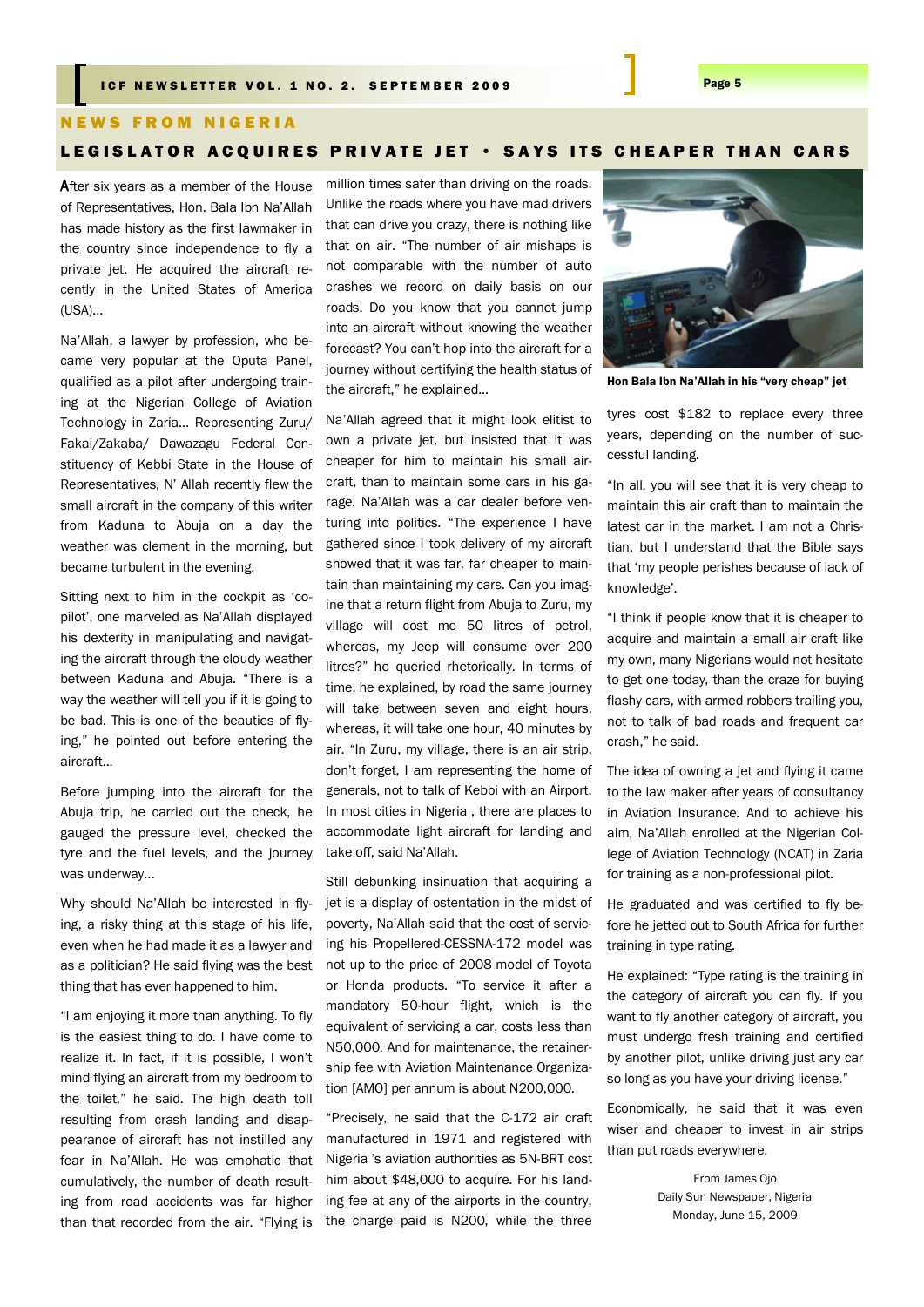## NEWS FROM NIGERIA

# LEGISLATOR ACQUIRES PRIVATE JET • SAYS ITS CHEAPER THAN CARS

After six years as a member of the House of Representatives, Hon. Bala Ibn Na'Allah has made history as the first lawmaker in the country since independence to fly a private jet. He acquired the aircraft recently in the United States of America (USA)...

Na'Allah, a lawyer by profession, who became very popular at the Oputa Panel, qualified as a pilot after undergoing training at the Nigerian College of Aviation Technology in Zaria... Representing Zuru/ Fakai/Zakaba/ Dawazagu Federal Constituency of Kebbi State in the House of Representatives, N' Allah recently flew the small aircraft in the company of this writer from Kaduna to Abuja on a day the weather was clement in the morning, but became turbulent in the evening.

Sitting next to him in the cockpit as 'co-pilot', one marveled as Na'Allah displayed his dexterity in manipulating and navigating the aircraft through the cloudy weather between Kaduna and Abuja. "There is a way the weather will tell you if it is going to be bad. This is one of the beauties of flying," he pointed out before entering the aircraft...

Before jumping into the aircraft for the Abuja trip, he carried out the check, he gauged the pressure level, checked the tyre and the fuel levels, and the journey was underway...

Why should Na'Allah be interested in flying, a risky thing at this stage of his life, even when he had made it as a lawyer and as a politician? He said flying was the best thing that has ever happened to him.

"I am enjoying it more than anything. To fly is the easiest thing to do. I have come to realize it. In fact, if it is possible, I won't mind flying an aircraft from my bedroom to the toilet," he said. The high death toll resulting from crash landing and disappearance of aircraft has not instilled any fear in Na'Allah. He was emphatic that cumulatively, the number of death resulting from road accidents was far higher than that recorded from the air. "Flying is million times safer than driving on the roads. Unlike the roads where you have mad drivers that can drive you crazy, there is nothing like that on air. "The number of air mishaps is not comparable with the number of auto crashes we record on daily basis on our roads. Do you know that you cannot jump into an aircraft without knowing the weather forecast? You can't hop into the aircraft for a journey without certifying the health status of the aircraft," he explained...

Na'Allah agreed that it might look elitist to own a private jet, but insisted that it was cheaper for him to maintain his small aircraft, than to maintain some cars in his garage. Na'Allah was a car dealer before venturing into politics. "The experience I have gathered since I took delivery of my aircraft showed that it was far, far cheaper to maintain than maintaining my cars. Can you imagine that a return flight from Abuja to Zuru, my village will cost me 50 litres of petrol, whereas, my Jeep will consume over 200 litres?" he queried rhetorically. In terms of time, he explained, by road the same journey will take between seven and eight hours, whereas, it will take one hour, 40 minutes by air. "In Zuru, my village, there is an air strip, don't forget, I am representing the home of generals, not to talk of Kebbi with an Airport. In most cities in Nigeria , there are places to accommodate light aircraft for landing and take off, said Na'Allah.

Still debunking insinuation that acquiring a jet is a display of ostentation in the midst of poverty, Na'Allah said that the cost of servicing his Propellered-CESSNA-172 model was not up to the price of 2008 model of Toyota or Honda products. "To service it after a mandatory 50-hour flight, which is the equivalent of servicing a car, costs less than N50,000. And for maintenance, the retainership fee with Aviation Maintenance Organization [AMO] per annum is about N200,000.

"Precisely, he said that the C-172 air craft manufactured in 1971 and registered with Nigeria 's aviation authorities as 5N-BRT cost him about $48,000 to acquire. For his landing fee at any of the airports in the country, the charge paid is N200, while the three tyres cost $182 to replace every three years, depending on the number of successful landing.

Hon Bala Ibn Na'Allah in his "very cheap" jet

"In all, you will see that it is very cheap to maintain this air craft than to maintain the latest car in the market. I am not a Christian, but I understand that the Bible says that 'my people perishes because of lack of knowledge'.

"I think if people know that it is cheaper to acquire and maintain a small air craft like my own, many Nigerians would not hesitate to get one today, than the craze for buying flashy cars, with armed robbers trailing you, not to talk of bad roads and frequent car crash," he said.

The idea of owning a jet and flying it came to the law maker after years of consultancy in Aviation Insurance. And to achieve his aim, Na'Allah enrolled at the Nigerian College of Aviation Technology (NCAT) in Zaria for training as a non-professional pilot.

He graduated and was certified to fly before he jetted out to South Africa for further training in type rating.

He explained: "Type rating is the training in the category of aircraft you can fly. If you want to fly another category of aircraft, you must undergo fresh training and certified by another pilot, unlike driving just any car so long as you have your driving license."

Economically, he said that it was even wiser and cheaper to invest in air strips than put roads everywhere.

From James Ojo
Daily Sun Newspaper, Nigeria
Monday, June 15, 2009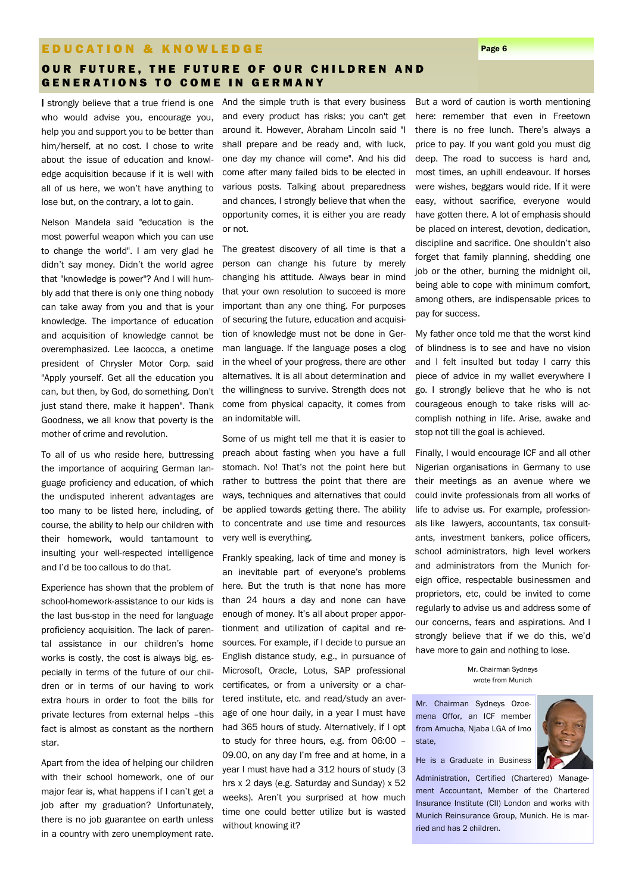## EDUCATION & KNOWLEDGE

### OUR FUTURE, THE FUTURE OF OUR CHILDREN AND GENERATIONS TO COME IN GERMANY

I strongly believe that a true friend is one who would advise you, encourage you, help you and support you to be better than him/herself, at no cost. I chose to write about the issue of education and knowledge acquisition because if it is well with all of us here, we won't have anything to lose but, on the contrary, a lot to gain.

Nelson Mandela said "education is the most powerful weapon which you can use to change the world". I am very glad he didn't say money. Didn't the world agree that "knowledge is power"? And I will humbly add that there is only one thing nobody can take away from you and that is your knowledge. The importance of education and acquisition of knowledge cannot be overemphasized. Lee Iacocca, a onetime president of Chrysler Motor Corp. said "Apply yourself. Get all the education you can, but then, by God, do something. Don't just stand there, make it happen". Thank Goodness, we all know that poverty is the mother of crime and revolution.

To all of us who reside here, buttressing the importance of acquiring German language proficiency and education, of which the undisputed inherent advantages are too many to be listed here, including, of course, the ability to help our children with their homework, would tantamount to insulting your well-respected intelligence and I'd be too callous to do that.

Experience has shown that the problem of school-homework-assistance to our kids is the last bus-stop in the need for language proficiency acquisition. The lack of parental assistance in our children's home works is costly, the cost is always big, especially in terms of the future of our children or in terms of our having to work extra hours in order to foot the bills for private lectures from external helps –this fact is almost as constant as the northern star.

Apart from the idea of helping our children with their school homework, one of our major fear is, what happens if I can't get a job after my graduation? Unfortunately, there is no job guarantee on earth unless in a country with zero unemployment rate.

And the simple truth is that every business and every product has risks; you can't get around it. However, Abraham Lincoln said "I shall prepare and be ready and, with luck, one day my chance will come". And his did come after many failed bids to be elected in various posts. Talking about preparedness and chances, I strongly believe that when the opportunity comes, it is either you are ready or not.

The greatest discovery of all time is that a person can change his future by merely changing his attitude. Always bear in mind that your own resolution to succeed is more important than any one thing. For purposes of securing the future, education and acquisition of knowledge must not be done in German language. If the language poses a clog in the wheel of your progress, there are other alternatives. It is all about determination and the willingness to survive. Strength does not come from physical capacity, it comes from an indomitable will.

Some of us might tell me that it is easier to preach about fasting when you have a full stomach. No! That's not the point here but rather to buttress the point that there are ways, techniques and alternatives that could be applied towards getting there. The ability to concentrate and use time and resources very well is everything.

Frankly speaking, lack of time and money is an inevitable part of everyone's problems here. But the truth is that none has more than 24 hours a day and none can have enough of money. It's all about proper apportionment and utilization of capital and resources. For example, if I decide to pursue an English distance study, e.g., in pursuance of Microsoft, Oracle, Lotus, SAP professional certificates, or from a university or a chartered institute, etc. and read/study an average of one hour daily, in a year I must have had 365 hours of study. Alternatively, if I opt to study for three hours, e.g. from 06:00 – 09.00, on any day I'm free and at home, in a year I must have had a 312 hours of study (3 hrs x 2 days (e.g. Saturday and Sunday) x 52 weeks). Aren't you surprised at how much time one could better utilize but is wasted without knowing it?

But a word of caution is worth mentioning here: remember that even in Freetown there is no free lunch. There's always a price to pay. If you want gold you must dig deep. The road to success is hard and, most times, an uphill endeavour. If horses were wishes, beggars would ride. If it were easy, without sacrifice, everyone would have gotten there. A lot of emphasis should be placed on interest, devotion, dedication, discipline and sacrifice. One shouldn't also forget that family planning, shedding one job or the other, burning the midnight oil, being able to cope with minimum comfort, among others, are indispensable prices to pay for success.

My father once told me that the worst kind of blindness is to see and have no vision and I felt insulted but today I carry this piece of advice in my wallet everywhere I go. I strongly believe that he who is not courageous enough to take risks will accomplish nothing in life. Arise, awake and stop not till the goal is achieved.

Finally, I would encourage ICF and all other Nigerian organisations in Germany to use their meetings as an avenue where we could invite professionals from all works of life to advise us. For example, professionals like lawyers, accountants, tax consultants, investment bankers, police officers, school administrators, high level workers and administrators from the Munich foreign office, respectable businessmen and proprietors, etc, could be invited to come regularly to advise us and address some of our concerns, fears and aspirations. And I strongly believe that if we do this, we'd have more to gain and nothing to lose.

Mr. Chairman Sydneys
wrote from Munich

Mr. Chairman Sydneys Ozoemena Offor, an ICF member from Amucha, Njaba LGA of Imo state,

He is a Graduate in Business Administration, Certified (Chartered) Management Accountant, Member of the Chartered Insurance Institute (CII) London and works with Munich Reinsurance Group, Munich. He is married and has 2 children.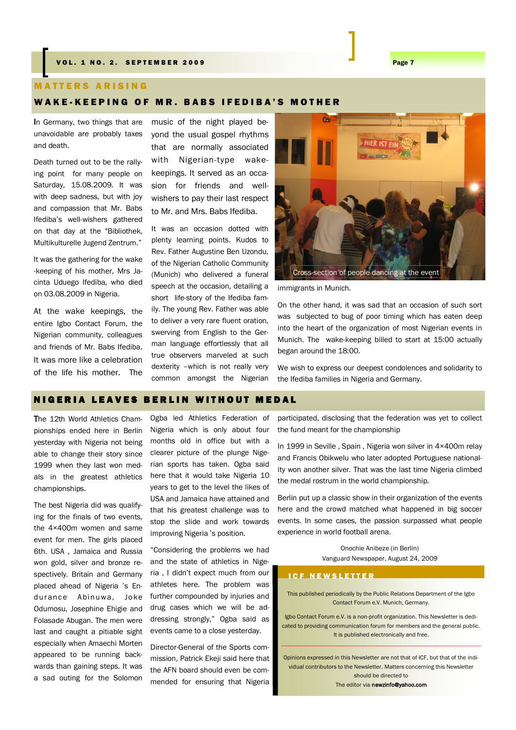## MATTERS ARISING

## WAKE-KEEPING OF MR. BABS IFEDIBA'S MOTHER

In Germany, two things that are unavoidable are probably taxes and death.

Death turned out to be the rallying point for many people on Saturday, 15.08.2009. It was with deep sadness, but with joy and compassion that Mr. Babs Ifediba's well-wishers gathered on that day at the "Bibliothek, Multikulturelle Jugend Zentrum."

It was the gathering for the wake-keeping of his mother, Mrs Jacinta Uduego Ifediba, who died on 03.08.2009 in Nigeria.

At the wake keepings, the entire Igbo Contact Forum, the Nigerian community, colleagues and friends of Mr. Babs Ifediba. It was more like a celebration of the life his mother. The music of the night played beyond the usual gospel rhythms that are normally associated with Nigerian-type wake-keepings. It served as an occasion for friends and well-wishers to pay their last respect to Mr. and Mrs. Babs Ifediba.

It was an occasion dotted with plenty learning points. Kudos to Rev. Father Augustine Ben Uzondu, of the Nigerian Catholic Community (Munich) who delivered a funeral speech at the occasion, detailing a short life-story of the Ifediba family. The young Rev. Father was able to deliver a very rare fluent oration, swerving from English to the German language effortlessly that all true observers marveled at such dexterity –which is not really very common amongst the Nigerian immigrants in Munich.

Cross-section of people dancing at the event

On the other hand, it was sad that an occasion of such sort was subjected to bug of poor timing which has eaten deep into the heart of the organization of most Nigerian events in Munich. The wake-keeping billed to start at 15:00 actually began around the 18:00.

We wish to express our deepest condolences and solidarity to the Ifediba families in Nigeria and Germany.

## NIGERIA LEAVES BERLIN WITHOUT MEDAL

The 12th World Athletics Championships ended here in Berlin yesterday with Nigeria not being able to change their story since 1999 when they last won medals in the greatest athletics championships.

The best Nigeria did was qualifying for the finals of two events, the 4×400m women and same event for men. The girls placed 6th. USA , Jamaica and Russia won gold, silver and bronze respectively. Britain and Germany placed ahead of Nigeria 's Endurance Abinuwa, Joke Odumosu, Josephine Ehigie and Folasade Abugan. The men were last and caught a pitiable sight especially when Amaechi Morten appeared to be running backwards than gaining steps. It was a sad outing for the Solomon Ogba led Athletics Federation of Nigeria which is only about four months old in office but with a clearer picture of the plunge Nigerian sports has taken. Ogba said here that it would take Nigeria 10 years to get to the level the likes of USA and Jamaica have attained and that his greatest challenge was to stop the slide and work towards improving Nigeria 's position.

"Considering the problems we had and the state of athletics in Nigeria , I didn't expect much from our athletes here. The problem was further compounded by injuries and drug cases which we will be addressing strongly," Ogba said as events came to a close yesterday.

Director-General of the Sports commission, Patrick Ekeji said here that the AFN board should even be commended for ensuring that Nigeria participated, disclosing that the federation was yet to collect the fund meant for the championship

In 1999 in Seville , Spain , Nigeria won silver in 4×400m relay and Francis Obikwelu who later adopted Portuguese nationality won another silver. That was the last time Nigeria climbed the medal rostrum in the world championship.

Berlin put up a classic show in their organization of the events here and the crowd matched what happened in big soccer events. In some cases, the passion surpassed what people experience in world football arena.

Onochie Anibeze (in Berlin)
Vanguard Newspaper, August 24, 2009

### ICF NEWSLETTER

This published periodically by the Public Relations Department of the Igbo Contact Forum e.V. Munich, Germany.

Igbo Contact Forum e.V. is a non-profit organization. This Newsletter is dedicated to providing communication forum for members and the general public. It is published electronically and free.

Opinions expressed in this Newsletter are not that of ICF, but that of the individual contributors to the Newsletter. Matters concerning this Newsletter should be directed to
The editor via **newzinfo@yahoo.com**